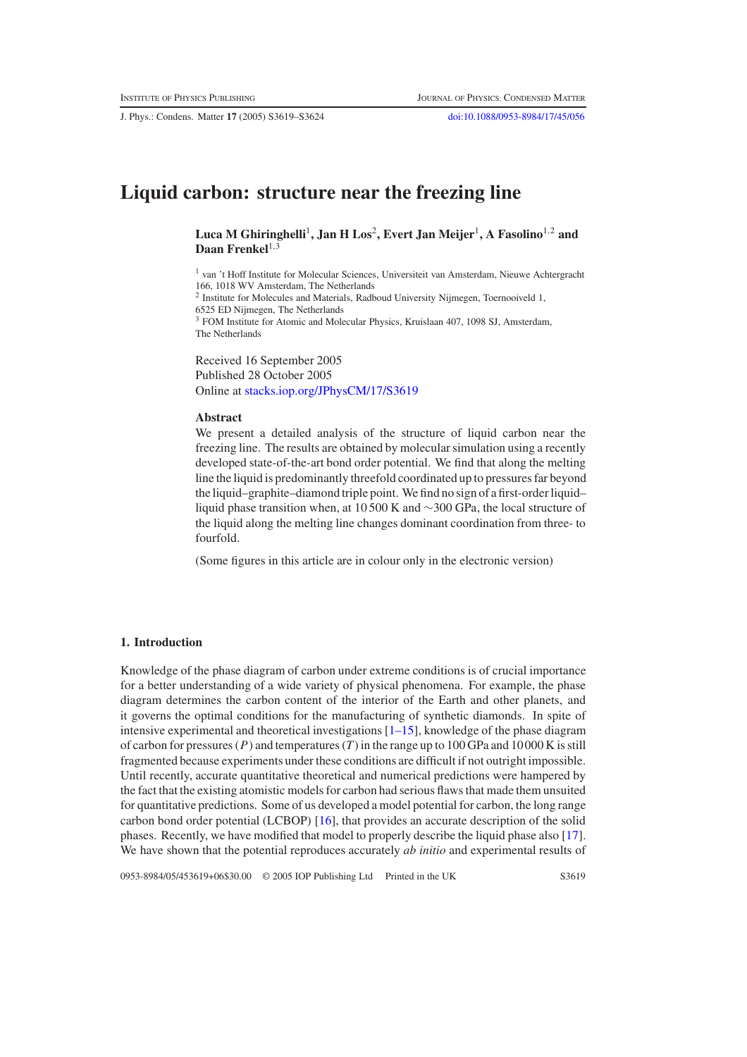# Liquid carbon: structure near the freezing line

**Luca M Ghiringhelli[1], Jan H Los[2], Evert Jan Meijer[1], A Fasolino[1,2] and Daan Frenkel[1,3]**

[1] van 't Hoff Institute for Molecular Sciences, Universiteit van Amsterdam, Nieuwe Achtergracht 166, 1018 WV Amsterdam, The Netherlands
[2] Institute for Molecules and Materials, Radboud University Nijmegen, Toernooiveld 1, 6525 ED Nijmegen, The Netherlands
[3] FOM Institute for Atomic and Molecular Physics, Kruislaan 407, 1098 SJ, Amsterdam, The Netherlands

Received 16 September 2005
Published 28 October 2005
Online at stacks.iop.org/JPhysCM/17/S3619

### Abstract

We present a detailed analysis of the structure of liquid carbon near the freezing line. The results are obtained by molecular simulation using a recently developed state-of-the-art bond order potential. We find that along the melting line the liquid is predominantly threefold coordinated up to pressures far beyond the liquid–graphite–diamond triple point. We find no sign of a first-order liquid–liquid phase transition when, at 10 500 K and ∼300 GPa, the local structure of the liquid along the melting line changes dominant coordination from three- to fourfold.

(Some figures in this article are in colour only in the electronic version)

## 1. Introduction

Knowledge of the phase diagram of carbon under extreme conditions is of crucial importance for a better understanding of a wide variety of physical phenomena. For example, the phase diagram determines the carbon content of the interior of the Earth and other planets, and it governs the optimal conditions for the manufacturing of synthetic diamonds. In spite of intensive experimental and theoretical investigations [1–15], knowledge of the phase diagram of carbon for pressures ($P$) and temperatures ($T$) in the range up to 100 GPa and 10 000 K is still fragmented because experiments under these conditions are difficult if not outright impossible. Until recently, accurate quantitative theoretical and numerical predictions were hampered by the fact that the existing atomistic models for carbon had serious flaws that made them unsuited for quantitative predictions. Some of us developed a model potential for carbon, the long range carbon bond order potential (LCBOP) [16], that provides an accurate description of the solid phases. Recently, we have modified that model to properly describe the liquid phase also [17]. We have shown that the potential reproduces accurately *ab initio* and experimental results of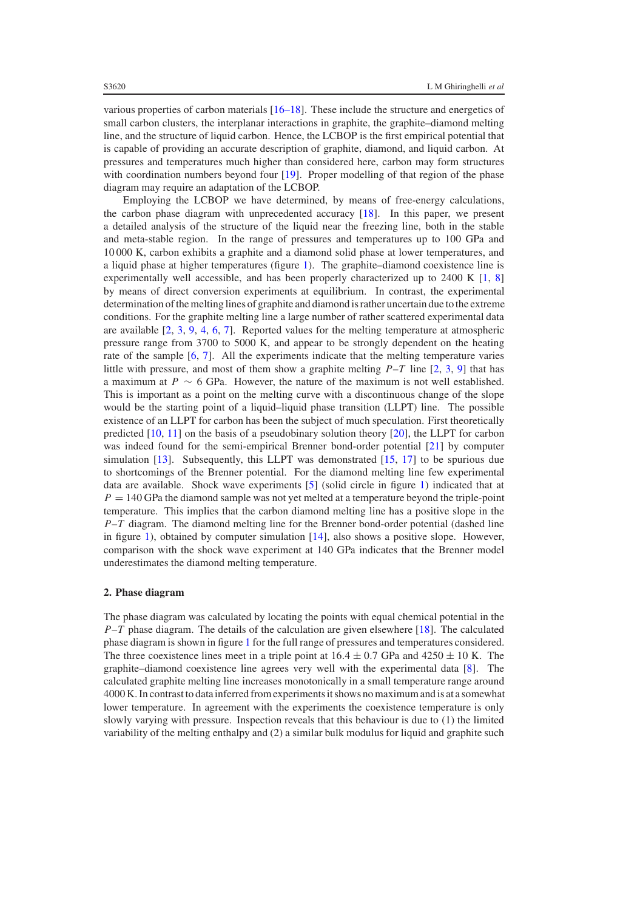various properties of carbon materials [16–18]. These include the structure and energetics of small carbon clusters, the interplanar interactions in graphite, the graphite–diamond melting line, and the structure of liquid carbon. Hence, the LCBOP is the first empirical potential that is capable of providing an accurate description of graphite, diamond, and liquid carbon. At pressures and temperatures much higher than considered here, carbon may form structures with coordination numbers beyond four [19]. Proper modelling of that region of the phase diagram may require an adaptation of the LCBOP.

Employing the LCBOP we have determined, by means of free-energy calculations, the carbon phase diagram with unprecedented accuracy [18]. In this paper, we present a detailed analysis of the structure of the liquid near the freezing line, both in the stable and meta-stable region. In the range of pressures and temperatures up to 100 GPa and 10 000 K, carbon exhibits a graphite and a diamond solid phase at lower temperatures, and a liquid phase at higher temperatures (figure 1). The graphite–diamond coexistence line is experimentally well accessible, and has been properly characterized up to 2400 K [1, 8] by means of direct conversion experiments at equilibrium. In contrast, the experimental determination of the melting lines of graphite and diamond is rather uncertain due to the extreme conditions. For the graphite melting line a large number of rather scattered experimental data are available [2, 3, 9, 4, 6, 7]. Reported values for the melting temperature at atmospheric pressure range from 3700 to 5000 K, and appear to be strongly dependent on the heating rate of the sample [6, 7]. All the experiments indicate that the melting temperature varies little with pressure, and most of them show a graphite melting $P$–$T$ line [2, 3, 9] that has a maximum at $P \sim 6$ GPa. However, the nature of the maximum is not well established. This is important as a point on the melting curve with a discontinuous change of the slope would be the starting point of a liquid–liquid phase transition (LLPT) line. The possible existence of an LLPT for carbon has been the subject of much speculation. First theoretically predicted [10, 11] on the basis of a pseudobinary solution theory [20], the LLPT for carbon was indeed found for the semi-empirical Brenner bond-order potential [21] by computer simulation [13]. Subsequently, this LLPT was demonstrated [15, 17] to be spurious due to shortcomings of the Brenner potential. For the diamond melting line few experimental data are available. Shock wave experiments [5] (solid circle in figure 1) indicated that at $P = 140$ GPa the diamond sample was not yet melted at a temperature beyond the triple-point temperature. This implies that the carbon diamond melting line has a positive slope in the $P$–$T$ diagram. The diamond melting line for the Brenner bond-order potential (dashed line in figure 1), obtained by computer simulation [14], also shows a positive slope. However, comparison with the shock wave experiment at 140 GPa indicates that the Brenner model underestimates the diamond melting temperature.

## 2. Phase diagram

The phase diagram was calculated by locating the points with equal chemical potential in the $P$–$T$ phase diagram. The details of the calculation are given elsewhere [18]. The calculated phase diagram is shown in figure 1 for the full range of pressures and temperatures considered. The three coexistence lines meet in a triple point at $16.4 \pm 0.7$ GPa and $4250 \pm 10$ K. The graphite–diamond coexistence line agrees very well with the experimental data [8]. The calculated graphite melting line increases monotonically in a small temperature range around 4000 K. In contrast to data inferred from experiments it shows no maximum and is at a somewhat lower temperature. In agreement with the experiments the coexistence temperature is only slowly varying with pressure. Inspection reveals that this behaviour is due to (1) the limited variability of the melting enthalpy and (2) a similar bulk modulus for liquid and graphite such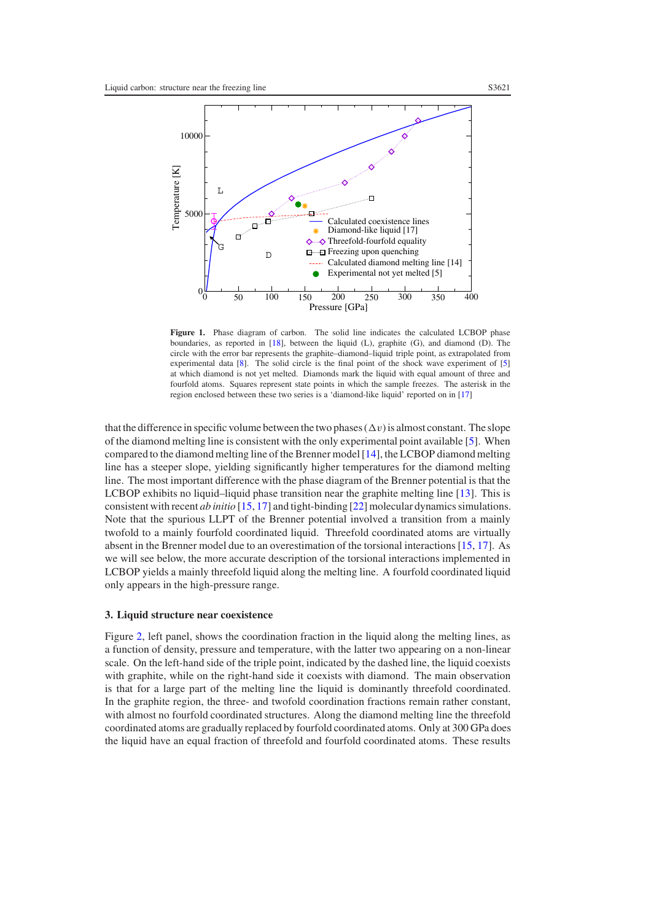**Figure 1.** Phase diagram of carbon. The solid line indicates the calculated LCBOP phase boundaries, as reported in [18], between the liquid (L), graphite (G), and diamond (D). The circle with the error bar represents the graphite–diamond–liquid triple point, as extrapolated from experimental data [8]. The solid circle is the final point of the shock wave experiment of [5] at which diamond is not yet melted. Diamonds mark the liquid with equal amount of three and fourfold atoms. Squares represent state points in which the sample freezes. The asterisk in the region enclosed between these two series is a 'diamond-like liquid' reported on in [17]

that the difference in specific volume between the two phases ($\Delta v$) is almost constant. The slope of the diamond melting line is consistent with the only experimental point available [5]. When compared to the diamond melting line of the Brenner model [14], the LCBOP diamond melting line has a steeper slope, yielding significantly higher temperatures for the diamond melting line. The most important difference with the phase diagram of the Brenner potential is that the LCBOP exhibits no liquid–liquid phase transition near the graphite melting line [13]. This is consistent with recent *ab initio* [15, 17] and tight-binding [22] molecular dynamics simulations. Note that the spurious LLPT of the Brenner potential involved a transition from a mainly twofold to a mainly fourfold coordinated liquid. Threefold coordinated atoms are virtually absent in the Brenner model due to an overestimation of the torsional interactions [15, 17]. As we will see below, the more accurate description of the torsional interactions implemented in LCBOP yields a mainly threefold liquid along the melting line. A fourfold coordinated liquid only appears in the high-pressure range.

### 3. Liquid structure near coexistence

Figure 2, left panel, shows the coordination fraction in the liquid along the melting lines, as a function of density, pressure and temperature, with the latter two appearing on a non-linear scale. On the left-hand side of the triple point, indicated by the dashed line, the liquid coexists with graphite, while on the right-hand side it coexists with diamond. The main observation is that for a large part of the melting line the liquid is dominantly threefold coordinated. In the graphite region, the three- and twofold coordination fractions remain rather constant, with almost no fourfold coordinated structures. Along the diamond melting line the threefold coordinated atoms are gradually replaced by fourfold coordinated atoms. Only at 300 GPa does the liquid have an equal fraction of threefold and fourfold coordinated atoms. These results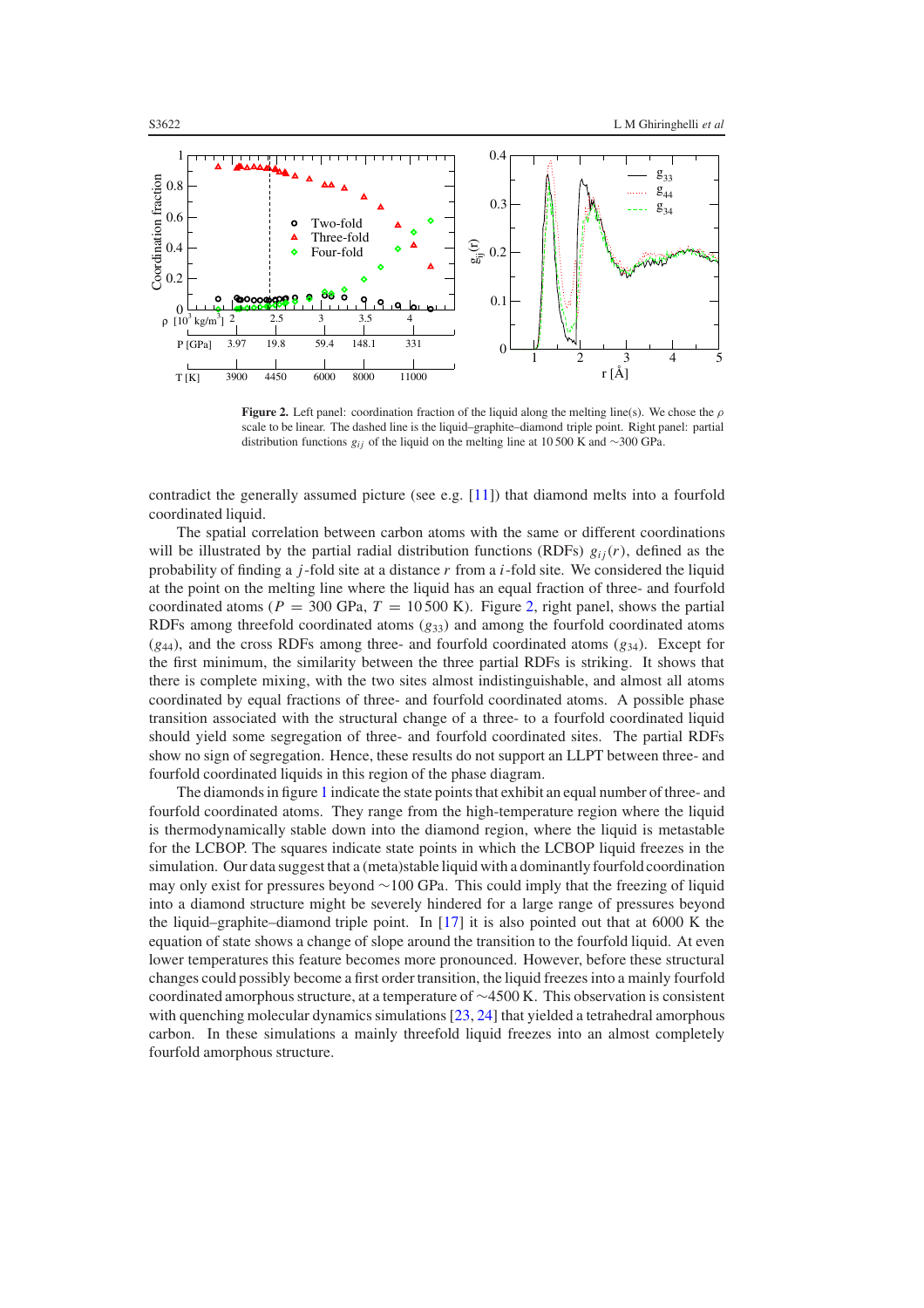**Figure 2.** Left panel: coordination fraction of the liquid along the melting line(s). We chose the $\rho$ scale to be linear. The dashed line is the liquid–graphite–diamond triple point. Right panel: partial distribution functions $g_{ij}$ of the liquid on the melting line at 10 500 K and ~300 GPa.

contradict the generally assumed picture (see e.g. [11]) that diamond melts into a fourfold coordinated liquid.

The spatial correlation between carbon atoms with the same or different coordinations will be illustrated by the partial radial distribution functions (RDFs) $g_{ij}(r)$, defined as the probability of finding a $j$-fold site at a distance $r$ from a $i$-fold site. We considered the liquid at the point on the melting line where the liquid has an equal fraction of three- and fourfold coordinated atoms ($P = 300$ GPa, $T = 10\,500$ K). Figure 2, right panel, shows the partial RDFs among threefold coordinated atoms ($g_{33}$) and among the fourfold coordinated atoms ($g_{44}$), and the cross RDFs among three- and fourfold coordinated atoms ($g_{34}$). Except for the first minimum, the similarity between the three partial RDFs is striking. It shows that there is complete mixing, with the two sites almost indistinguishable, and almost all atoms coordinated by equal fractions of three- and fourfold coordinated atoms. A possible phase transition associated with the structural change of a three- to a fourfold coordinated liquid should yield some segregation of three- and fourfold coordinated sites. The partial RDFs show no sign of segregation. Hence, these results do not support an LLPT between three- and fourfold coordinated liquids in this region of the phase diagram.

The diamonds in figure 1 indicate the state points that exhibit an equal number of three- and fourfold coordinated atoms. They range from the high-temperature region where the liquid is thermodynamically stable down into the diamond region, where the liquid is metastable for the LCBOP. The squares indicate state points in which the LCBOP liquid freezes in the simulation. Our data suggest that a (meta)stable liquid with a dominantly fourfold coordination may only exist for pressures beyond ~100 GPa. This could imply that the freezing of liquid into a diamond structure might be severely hindered for a large range of pressures beyond the liquid–graphite–diamond triple point. In [17] it is also pointed out that at 6000 K the equation of state shows a change of slope around the transition to the fourfold liquid. At even lower temperatures this feature becomes more pronounced. However, before these structural changes could possibly become a first order transition, the liquid freezes into a mainly fourfold coordinated amorphous structure, at a temperature of ~4500 K. This observation is consistent with quenching molecular dynamics simulations [23, 24] that yielded a tetrahedral amorphous carbon. In these simulations a mainly threefold liquid freezes into an almost completely fourfold amorphous structure.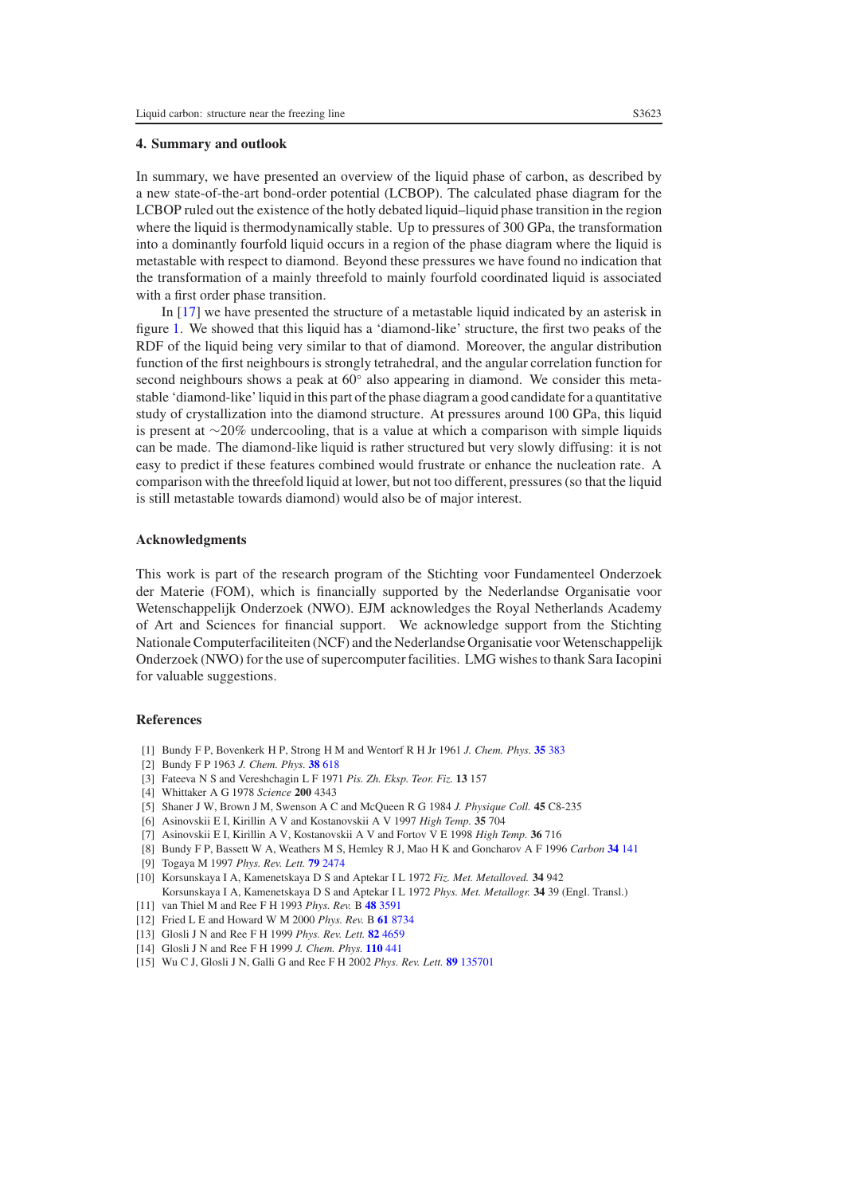## 4. Summary and outlook

In summary, we have presented an overview of the liquid phase of carbon, as described by a new state-of-the-art bond-order potential (LCBOP). The calculated phase diagram for the LCBOP ruled out the existence of the hotly debated liquid–liquid phase transition in the region where the liquid is thermodynamically stable. Up to pressures of 300 GPa, the transformation into a dominantly fourfold liquid occurs in a region of the phase diagram where the liquid is metastable with respect to diamond. Beyond these pressures we have found no indication that the transformation of a mainly threefold to mainly fourfold coordinated liquid is associated with a first order phase transition.

In [17] we have presented the structure of a metastable liquid indicated by an asterisk in figure 1. We showed that this liquid has a 'diamond-like' structure, the first two peaks of the RDF of the liquid being very similar to that of diamond. Moreover, the angular distribution function of the first neighbours is strongly tetrahedral, and the angular correlation function for second neighbours shows a peak at $60^\circ$ also appearing in diamond. We consider this metastable 'diamond-like' liquid in this part of the phase diagram a good candidate for a quantitative study of crystallization into the diamond structure. At pressures around 100 GPa, this liquid is present at $\sim$20% undercooling, that is a value at which a comparison with simple liquids can be made. The diamond-like liquid is rather structured but very slowly diffusing: it is not easy to predict if these features combined would frustrate or enhance the nucleation rate. A comparison with the threefold liquid at lower, but not too different, pressures (so that the liquid is still metastable towards diamond) would also be of major interest.

## Acknowledgments

This work is part of the research program of the Stichting voor Fundamenteel Onderzoek der Materie (FOM), which is financially supported by the Nederlandse Organisatie voor Wetenschappelijk Onderzoek (NWO). EJM acknowledges the Royal Netherlands Academy of Art and Sciences for financial support. We acknowledge support from the Stichting Nationale Computerfaciliteiten (NCF) and the Nederlandse Organisatie voor Wetenschappelijk Onderzoek (NWO) for the use of supercomputer facilities. LMG wishes to thank Sara Iacopini for valuable suggestions.

## References

[1] Bundy F P, Bovenkerk H P, Strong H M and Wentorf R H Jr 1961 *J. Chem. Phys.* **35** 383
[2] Bundy F P 1963 *J. Chem. Phys.* **38** 618
[3] Fateeva N S and Vereshchagin L F 1971 *Pis. Zh. Eksp. Teor. Fiz.* **13** 157
[4] Whittaker A G 1978 *Science* **200** 4343
[5] Shaner J W, Brown J M, Swenson A C and McQueen R G 1984 *J. Physique Coll.* **45** C8-235
[6] Asinovskii E I, Kirillin A V and Kostanovskii A V 1997 *High Temp.* **35** 704
[7] Asinovskii E I, Kirillin A V, Kostanovskii A V and Fortov V E 1998 *High Temp.* **36** 716
[8] Bundy F P, Bassett W A, Weathers M S, Hemley R J, Mao H K and Goncharov A F 1996 *Carbon* **34** 141
[9] Togaya M 1997 *Phys. Rev. Lett.* **79** 2474
[10] Korsunskaya I A, Kamenetskaya D S and Aptekar I L 1972 *Fiz. Met. Metalloved.* **34** 942
Korsunskaya I A, Kamenetskaya D S and Aptekar I L 1972 *Phys. Met. Metallogr.* **34** 39 (Engl. Transl.)
[11] van Thiel M and Ree F H 1993 *Phys. Rev.* B **48** 3591
[12] Fried L E and Howard W M 2000 *Phys. Rev.* B **61** 8734
[13] Glosli J N and Ree F H 1999 *Phys. Rev. Lett.* **82** 4659
[14] Glosli J N and Ree F H 1999 *J. Chem. Phys.* **110** 441
[15] Wu C J, Glosli J N, Galli G and Ree F H 2002 *Phys. Rev. Lett.* **89** 135701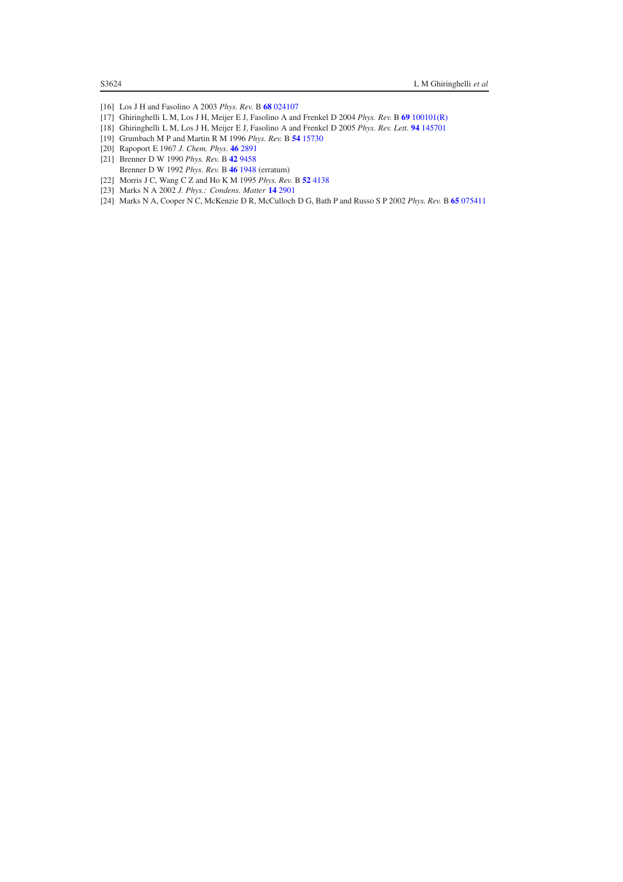[16] Los J H and Fasolino A 2003 *Phys. Rev.* B **68** 024107

[17] Ghiringhelli L M, Los J H, Meijer E J, Fasolino A and Frenkel D 2004 *Phys. Rev.* B **69** 100101(R)

[18] Ghiringhelli L M, Los J H, Meijer E J, Fasolino A and Frenkel D 2005 *Phys. Rev. Lett.* **94** 145701

[19] Grumbach M P and Martin R M 1996 *Phys. Rev.* B **54** 15730

[20] Rapoport E 1967 *J. Chem. Phys.* **46** 2891

[21] Brenner D W 1990 *Phys. Rev.* B **42** 9458
Brenner D W 1992 *Phys. Rev.* B **46** 1948 (erratum)

[22] Morris J C, Wang C Z and Ho K M 1995 *Phys. Rev.* B **52** 4138

[23] Marks N A 2002 *J. Phys.: Condens. Matter* **14** 2901

[24] Marks N A, Cooper N C, McKenzie D R, McCulloch D G, Bath P and Russo S P 2002 *Phys. Rev.* B **65** 075411